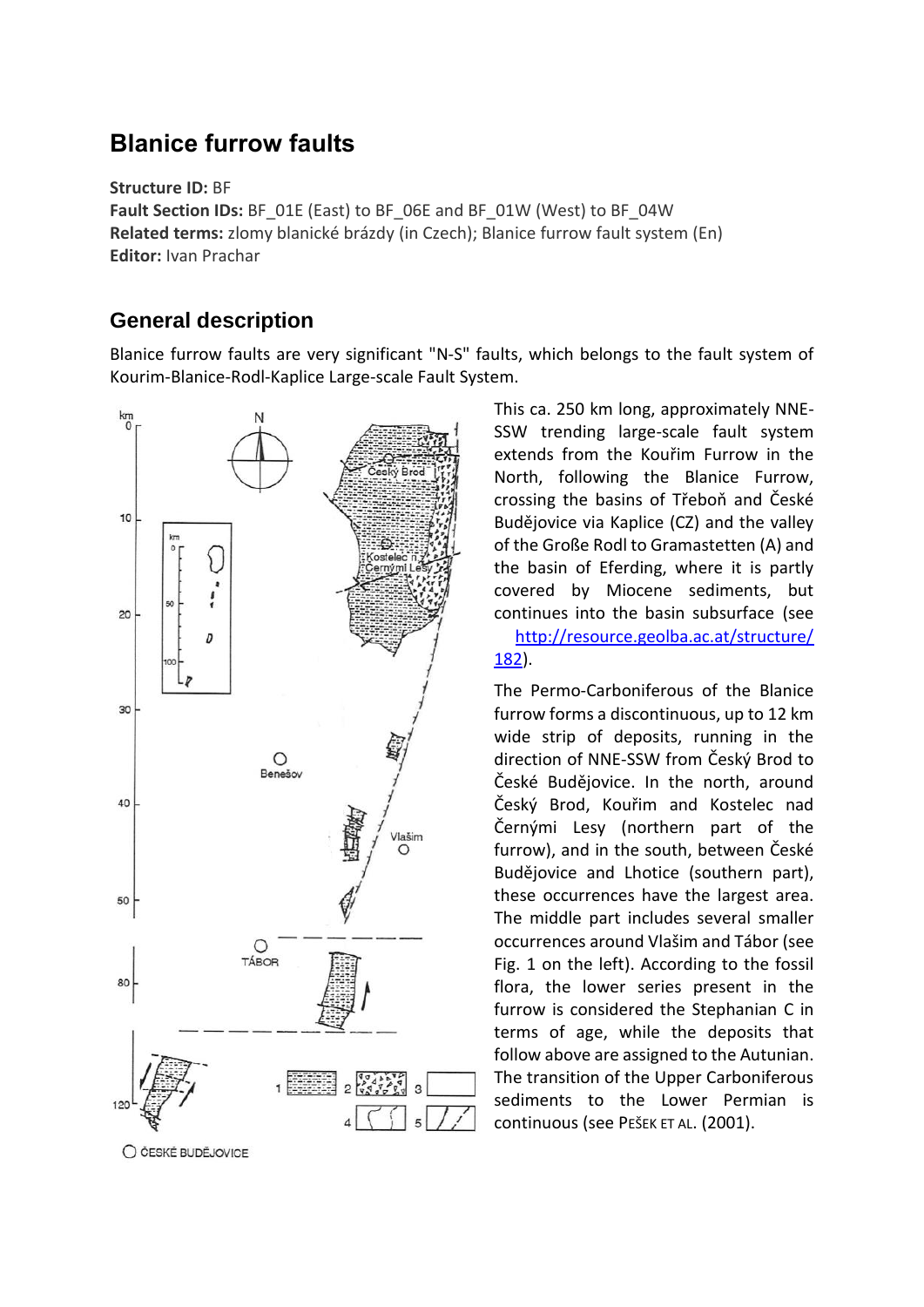# Blanice furrow faults

**Structure ID:** BF
**Fault Section IDs:** BF_01E (East) to BF_06E and BF_01W (West) to BF_04W
**Related terms:** zlomy blanické brázdy (in Czech); Blanice furrow fault system (En)
**Editor:** Ivan Prachar

## General description

Blanice furrow faults are very significant "N-S" faults, which belongs to the fault system of Kourim-Blanice-Rodl-Kaplice Large-scale Fault System.

This ca. 250 km long, approximately NNE-SSW trending large-scale fault system extends from the Kouřim Furrow in the North, following the Blanice Furrow, crossing the basins of Třeboň and České Budějovice via Kaplice (CZ) and the valley of the Große Rodl to Gramastetten (A) and the basin of Eferding, where it is partly covered by Miocene sediments, but continues into the basin subsurface (see http://resource.geolba.ac.at/structure/182).

The Permo-Carboniferous of the Blanice furrow forms a discontinuous, up to 12 km wide strip of deposits, running in the direction of NNE-SSW from Český Brod to České Budějovice. In the north, around Český Brod, Kouřim and Kostelec nad Černými Lesy (northern part of the furrow), and in the south, between České Budějovice and Lhotice (southern part), these occurrences have the largest area. The middle part includes several smaller occurrences around Vlašim and Tábor (see Fig. 1 on the left). According to the fossil flora, the lower series present in the furrow is considered the Stephanian C in terms of age, while the deposits that follow above are assigned to the Autunian. The transition of the Upper Carboniferous sediments to the Lower Permian is continuous (see PEŠEK ET AL. (2001).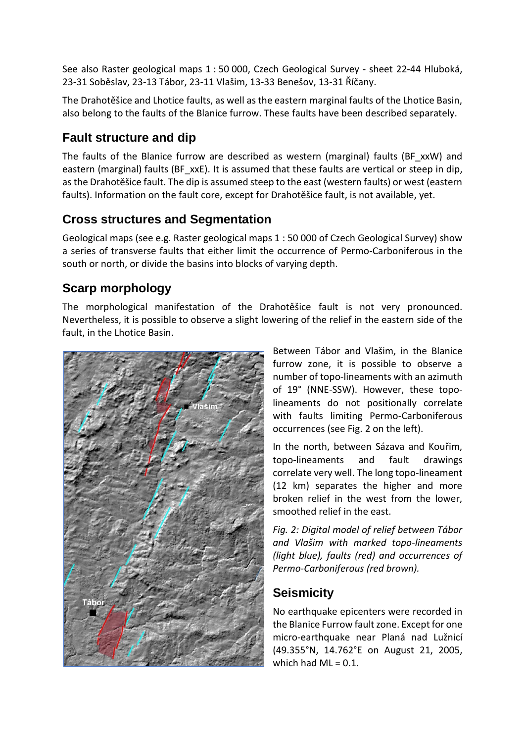See also Raster geological maps 1 : 50 000, Czech Geological Survey - sheet 22-44 Hluboká, 23-31 Soběslav, 23-13 Tábor, 23-11 Vlašim, 13-33 Benešov, 13-31 Říčany.

The Drahotěšice and Lhotice faults, as well as the eastern marginal faults of the Lhotice Basin, also belong to the faults of the Blanice furrow. These faults have been described separately.

## Fault structure and dip

The faults of the Blanice furrow are described as western (marginal) faults (BF_xxW) and eastern (marginal) faults (BF_xxE). It is assumed that these faults are vertical or steep in dip, as the Drahotěšice fault. The dip is assumed steep to the east (western faults) or west (eastern faults). Information on the fault core, except for Drahotěšice fault, is not available, yet.

## Cross structures and Segmentation

Geological maps (see e.g. Raster geological maps 1 : 50 000 of Czech Geological Survey) show a series of transverse faults that either limit the occurrence of Permo-Carboniferous in the south or north, or divide the basins into blocks of varying depth.

## Scarp morphology

The morphological manifestation of the Drahotěšice fault is not very pronounced. Nevertheless, it is possible to observe a slight lowering of the relief in the eastern side of the fault, in the Lhotice Basin.

Between Tábor and Vlašim, in the Blanice furrow zone, it is possible to observe a number of topo-lineaments with an azimuth of 19° (NNE-SSW). However, these topo-lineaments do not positionally correlate with faults limiting Permo-Carboniferous occurrences (see Fig. 2 on the left).

In the north, between Sázava and Kouřim, topo-lineaments and fault drawings correlate very well. The long topo-lineament (12 km) separates the higher and more broken relief in the west from the lower, smoothed relief in the east.

*Fig. 2: Digital model of relief between Tábor and Vlašim with marked topo-lineaments (light blue), faults (red) and occurrences of Permo-Carboniferous (red brown).*

## Seismicity

No earthquake epicenters were recorded in the Blanice Furrow fault zone. Except for one micro-earthquake near Planá nad Lužnicí (49.355°N, 14.762°E on August 21, 2005, which had ML = 0.1.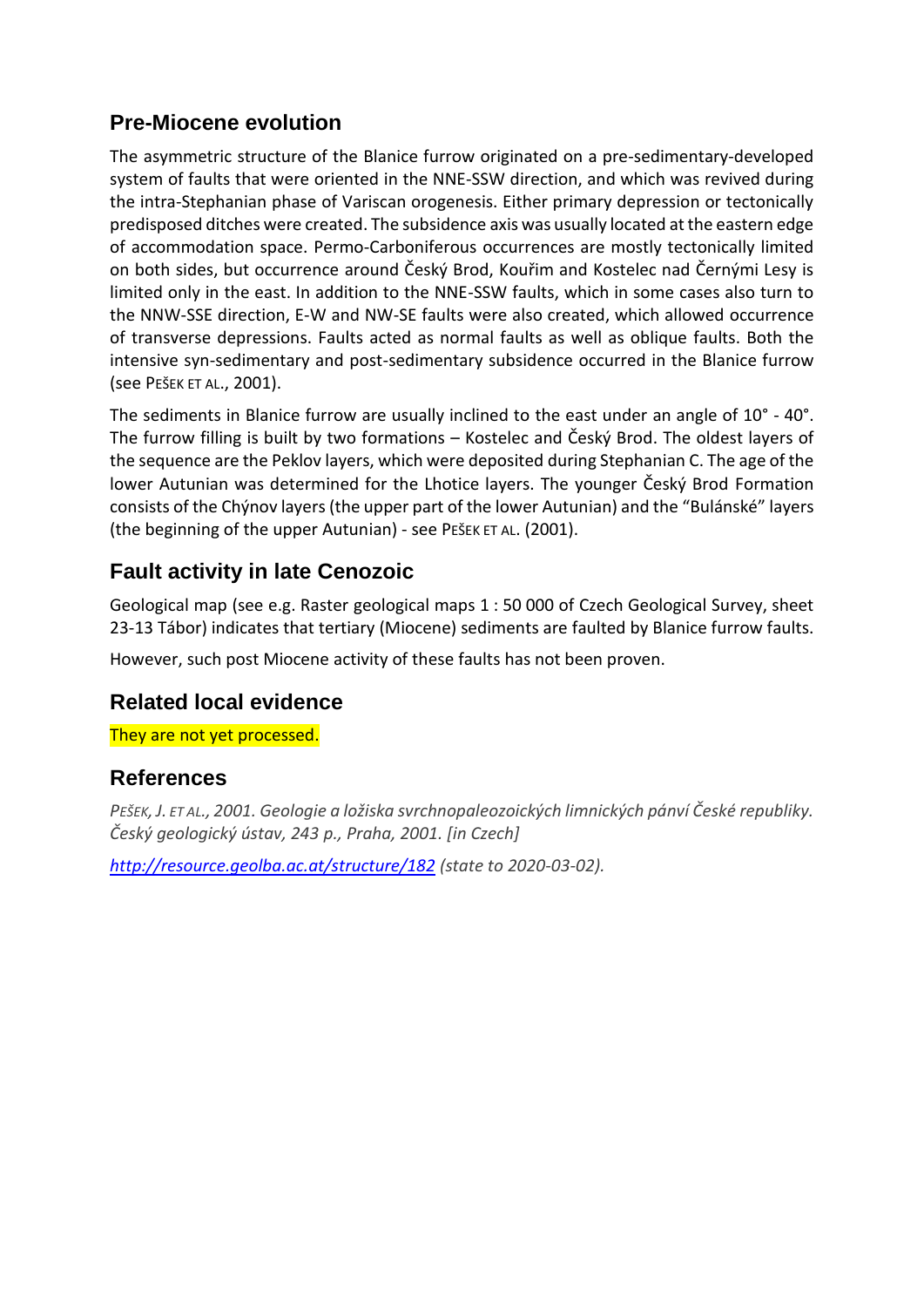## Pre-Miocene evolution

The asymmetric structure of the Blanice furrow originated on a pre-sedimentary-developed system of faults that were oriented in the NNE-SSW direction, and which was revived during the intra-Stephanian phase of Variscan orogenesis. Either primary depression or tectonically predisposed ditches were created. The subsidence axis was usually located at the eastern edge of accommodation space. Permo-Carboniferous occurrences are mostly tectonically limited on both sides, but occurrence around Český Brod, Kouřim and Kostelec nad Černými Lesy is limited only in the east. In addition to the NNE-SSW faults, which in some cases also turn to the NNW-SSE direction, E-W and NW-SE faults were also created, which allowed occurrence of transverse depressions. Faults acted as normal faults as well as oblique faults. Both the intensive syn-sedimentary and post-sedimentary subsidence occurred in the Blanice furrow (see PEŠEK ET AL., 2001).

The sediments in Blanice furrow are usually inclined to the east under an angle of 10° - 40°. The furrow filling is built by two formations – Kostelec and Český Brod. The oldest layers of the sequence are the Peklov layers, which were deposited during Stephanian C. The age of the lower Autunian was determined for the Lhotice layers. The younger Český Brod Formation consists of the Chýnov layers (the upper part of the lower Autunian) and the "Bulánské" layers (the beginning of the upper Autunian) - see PEŠEK ET AL. (2001).

## Fault activity in late Cenozoic

Geological map (see e.g. Raster geological maps 1 : 50 000 of Czech Geological Survey, sheet 23-13 Tábor) indicates that tertiary (Miocene) sediments are faulted by Blanice furrow faults.

However, such post Miocene activity of these faults has not been proven.

## Related local evidence

They are not yet processed.

## References

*PEŠEK, J. ET AL., 2001. Geologie a ložiska svrchnopaleozoických limnických pánví České republiky. Český geologický ústav, 243 p., Praha, 2001. [in Czech]*

*http://resource.geolba.ac.at/structure/182 (state to 2020-03-02).*